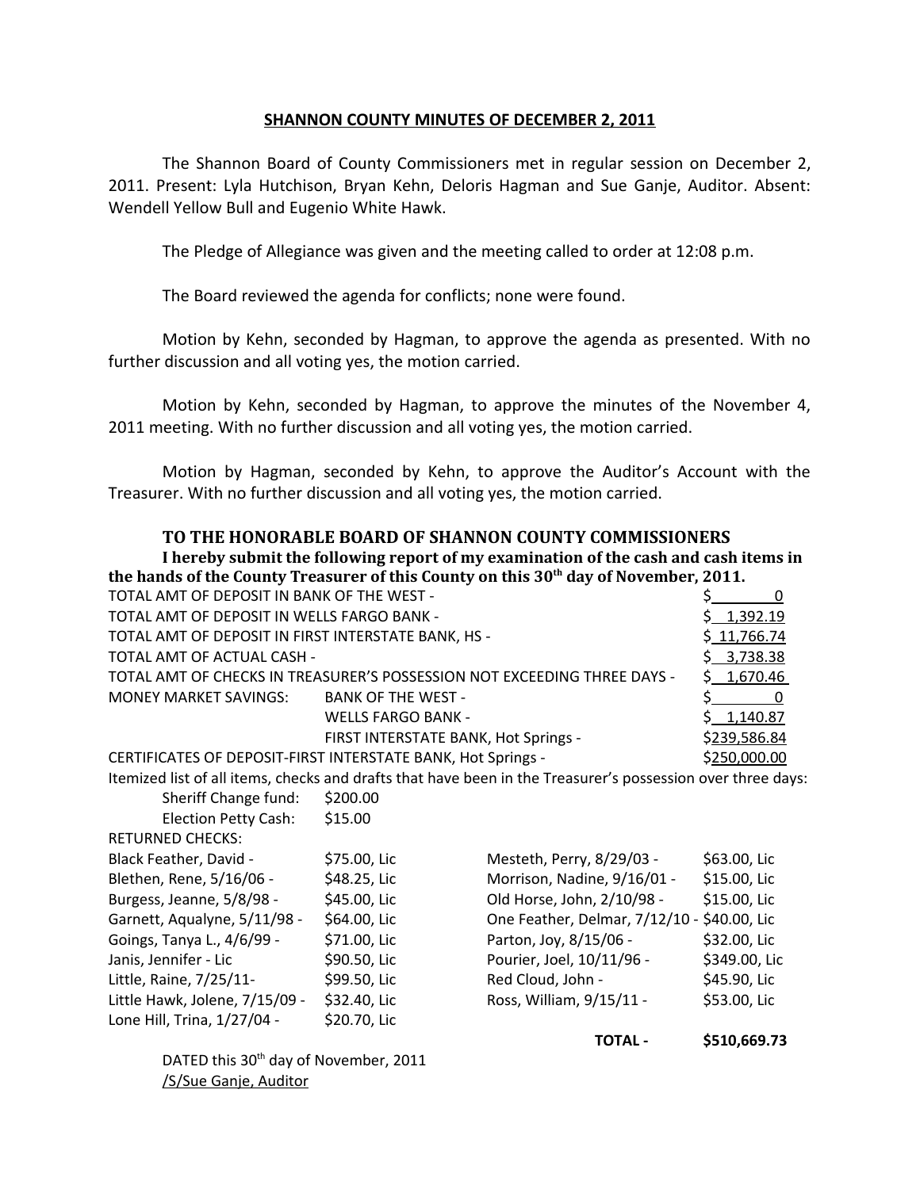# SHANNON COUNTY MINUTES OF DECEMBER 2, 2011

The Shannon Board of County Commissioners met in regular session on December 2, 2011. Present: Lyla Hutchison, Bryan Kehn, Deloris Hagman and Sue Ganje, Auditor. Absent: Wendell Yellow Bull and Eugenio White Hawk.

The Pledge of Allegiance was given and the meeting called to order at 12:08 p.m.

The Board reviewed the agenda for conflicts; none were found.

Motion by Kehn, seconded by Hagman, to approve the agenda as presented. With no further discussion and all voting yes, the motion carried.

Motion by Kehn, seconded by Hagman, to approve the minutes of the November 4, 2011 meeting. With no further discussion and all voting yes, the motion carried.

Motion by Hagman, seconded by Kehn, to approve the Auditor's Account with the Treasurer. With no further discussion and all voting yes, the motion carried.

## TO THE HONORABLE BOARD OF SHANNON COUNTY COMMISSIONERS

**I hereby submit the following report of my examination of the cash and cash items in the hands of the County Treasurer of this County on this 30th day of November, 2011.**

| | | |
|---|---|---|
| TOTAL AMT OF DEPOSIT IN BANK OF THE WEST - | | $ 0 |
| TOTAL AMT OF DEPOSIT IN WELLS FARGO BANK - | | $ 1,392.19 |
| TOTAL AMT OF DEPOSIT IN FIRST INTERSTATE BANK, HS - | | $ 11,766.74 |
| TOTAL AMT OF ACTUAL CASH - | | $ 3,738.38 |
| TOTAL AMT OF CHECKS IN TREASURER'S POSSESSION NOT EXCEEDING THREE DAYS - | | $ 1,670.46 |
| MONEY MARKET SAVINGS: | BANK OF THE WEST - | $ 0 |
| | WELLS FARGO BANK - | $ 1,140.87 |
| | FIRST INTERSTATE BANK, Hot Springs - | $239,586.84 |
| CERTIFICATES OF DEPOSIT-FIRST INTERSTATE BANK, Hot Springs - | | $250,000.00 |

Itemized list of all items, checks and drafts that have been in the Treasurer's possession over three days:

Sheriff Change fund: $200.00
Election Petty Cash: $15.00

RETURNED CHECKS:

| | | | |
|---|---|---|---|
| Black Feather, David - | $75.00, Lic | Mesteth, Perry, 8/29/03 - | $63.00, Lic |
| Blethen, Rene, 5/16/06 - | $48.25, Lic | Morrison, Nadine, 9/16/01 - | $15.00, Lic |
| Burgess, Jeanne, 5/8/98 - | $45.00, Lic | Old Horse, John, 2/10/98 - | $15.00, Lic |
| Garnett, Aqualyne, 5/11/98 - | $64.00, Lic | One Feather, Delmar, 7/12/10 - | $40.00, Lic |
| Goings, Tanya L., 4/6/99 - | $71.00, Lic | Parton, Joy, 8/15/06 - | $32.00, Lic |
| Janis, Jennifer - Lic | $90.50, Lic | Pourier, Joel, 10/11/96 - | $349.00, Lic |
| Little, Raine, 7/25/11- | $99.50, Lic | Red Cloud, John - | $45.90, Lic |
| Little Hawk, Jolene, 7/15/09 - | $32.40, Lic | Ross, William, 9/15/11 - | $53.00, Lic |
| Lone Hill, Trina, 1/27/04 - | $20.70, Lic | | |
| | | **TOTAL -** | **$510,669.73** |

DATED this 30th day of November, 2011
/S/Sue Ganje, Auditor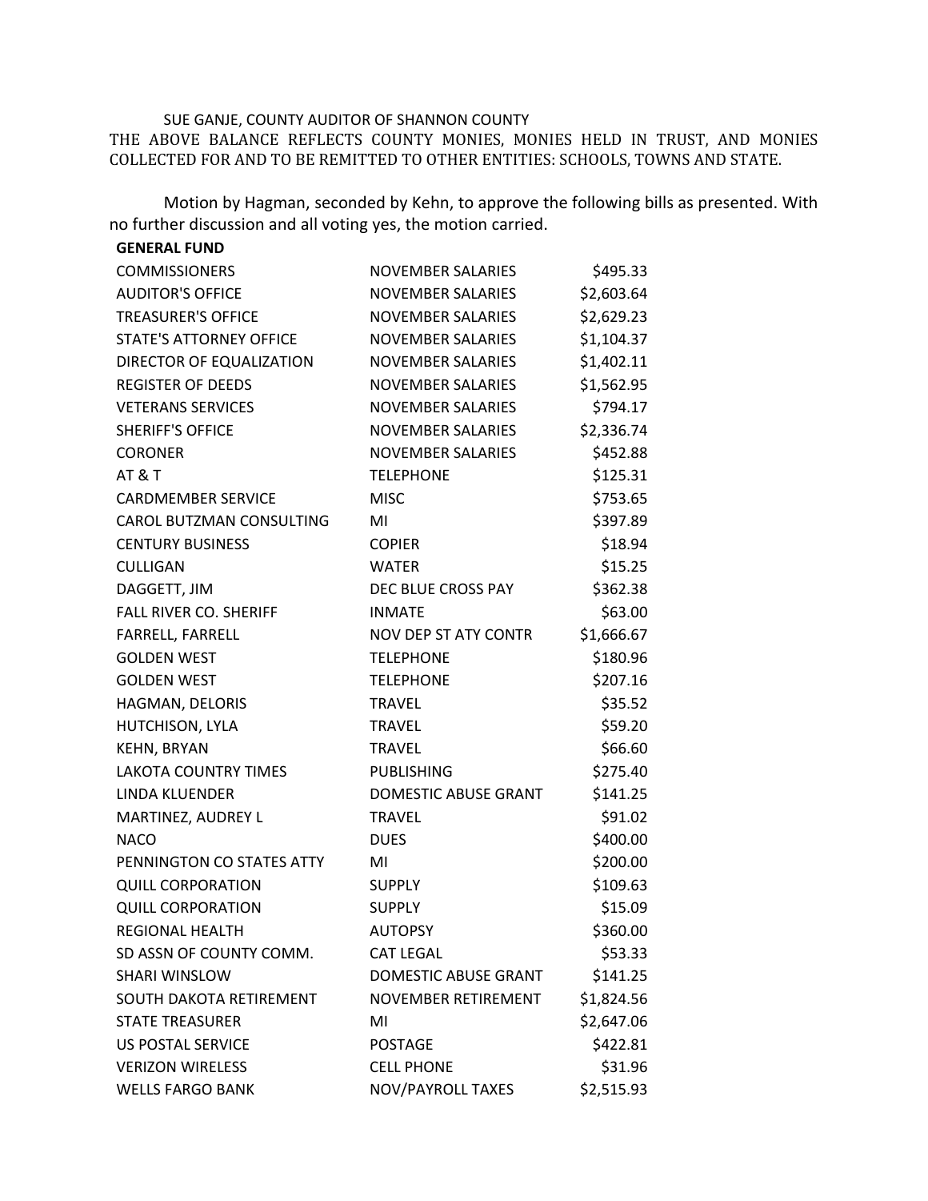SUE GANJE, COUNTY AUDITOR OF SHANNON COUNTY

THE ABOVE BALANCE REFLECTS COUNTY MONIES, MONIES HELD IN TRUST, AND MONIES COLLECTED FOR AND TO BE REMITTED TO OTHER ENTITIES: SCHOOLS, TOWNS AND STATE.

Motion by Hagman, seconded by Kehn, to approve the following bills as presented. With no further discussion and all voting yes, the motion carried.

**GENERAL FUND**

| | | |
|---|---|---|
| COMMISSIONERS | NOVEMBER SALARIES | $495.33 |
| AUDITOR'S OFFICE | NOVEMBER SALARIES | $2,603.64 |
| TREASURER'S OFFICE | NOVEMBER SALARIES | $2,629.23 |
| STATE'S ATTORNEY OFFICE | NOVEMBER SALARIES | $1,104.37 |
| DIRECTOR OF EQUALIZATION | NOVEMBER SALARIES | $1,402.11 |
| REGISTER OF DEEDS | NOVEMBER SALARIES | $1,562.95 |
| VETERANS SERVICES | NOVEMBER SALARIES | $794.17 |
| SHERIFF'S OFFICE | NOVEMBER SALARIES | $2,336.74 |
| CORONER | NOVEMBER SALARIES | $452.88 |
| AT & T | TELEPHONE | $125.31 |
| CARDMEMBER SERVICE | MISC | $753.65 |
| CAROL BUTZMAN CONSULTING | MI | $397.89 |
| CENTURY BUSINESS | COPIER | $18.94 |
| CULLIGAN | WATER | $15.25 |
| DAGGETT, JIM | DEC BLUE CROSS PAY | $362.38 |
| FALL RIVER CO. SHERIFF | INMATE | $63.00 |
| FARRELL, FARRELL | NOV DEP ST ATY CONTR | $1,666.67 |
| GOLDEN WEST | TELEPHONE | $180.96 |
| GOLDEN WEST | TELEPHONE | $207.16 |
| HAGMAN, DELORIS | TRAVEL | $35.52 |
| HUTCHISON, LYLA | TRAVEL | $59.20 |
| KEHN, BRYAN | TRAVEL | $66.60 |
| LAKOTA COUNTRY TIMES | PUBLISHING | $275.40 |
| LINDA KLUENDER | DOMESTIC ABUSE GRANT | $141.25 |
| MARTINEZ, AUDREY L | TRAVEL | $91.02 |
| NACO | DUES | $400.00 |
| PENNINGTON CO STATES ATTY | MI | $200.00 |
| QUILL CORPORATION | SUPPLY | $109.63 |
| QUILL CORPORATION | SUPPLY | $15.09 |
| REGIONAL HEALTH | AUTOPSY | $360.00 |
| SD ASSN OF COUNTY COMM. | CAT LEGAL | $53.33 |
| SHARI WINSLOW | DOMESTIC ABUSE GRANT | $141.25 |
| SOUTH DAKOTA RETIREMENT | NOVEMBER RETIREMENT | $1,824.56 |
| STATE TREASURER | MI | $2,647.06 |
| US POSTAL SERVICE | POSTAGE | $422.81 |
| VERIZON WIRELESS | CELL PHONE | $31.96 |
| WELLS FARGO BANK | NOV/PAYROLL TAXES | $2,515.93 |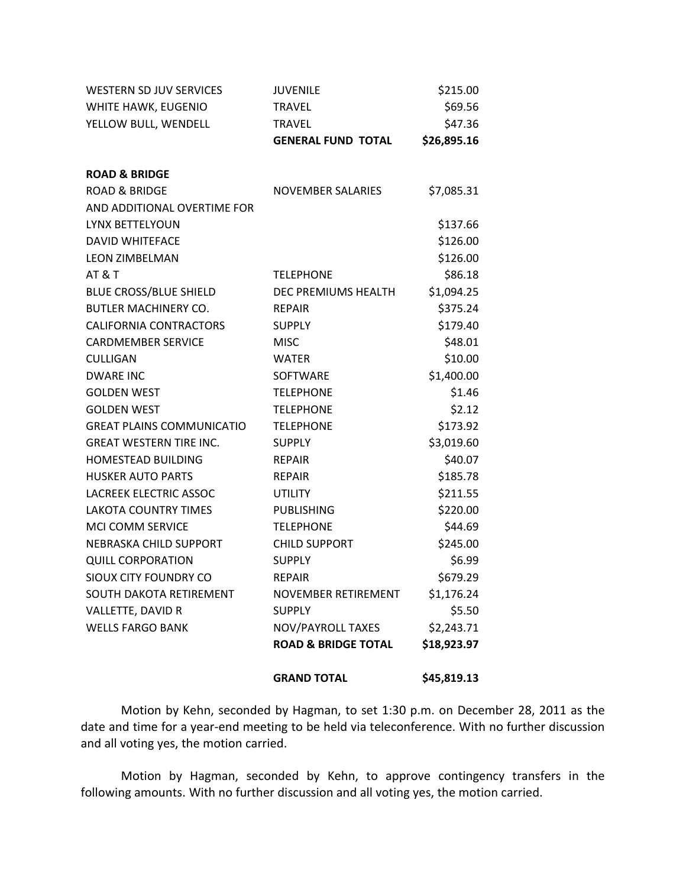| | | |
|---|---|---|
| WESTERN SD JUV SERVICES | JUVENILE | $215.00 |
| WHITE HAWK, EUGENIO | TRAVEL | $69.56 |
| YELLOW BULL, WENDELL | TRAVEL | $47.36 |
| | **GENERAL FUND TOTAL** | **$26,895.16** |
| | | |
| **ROAD & BRIDGE** | | |
| ROAD & BRIDGE | NOVEMBER SALARIES | $7,085.31 |
| AND ADDITIONAL OVERTIME FOR | | |
| LYNX BETTELYOUN | | $137.66 |
| DAVID WHITEFACE | | $126.00 |
| LEON ZIMBELMAN | | $126.00 |
| AT & T | TELEPHONE | $86.18 |
| BLUE CROSS/BLUE SHIELD | DEC PREMIUMS HEALTH | $1,094.25 |
| BUTLER MACHINERY CO. | REPAIR | $375.24 |
| CALIFORNIA CONTRACTORS | SUPPLY | $179.40 |
| CARDMEMBER SERVICE | MISC | $48.01 |
| CULLIGAN | WATER | $10.00 |
| DWARE INC | SOFTWARE | $1,400.00 |
| GOLDEN WEST | TELEPHONE | $1.46 |
| GOLDEN WEST | TELEPHONE | $2.12 |
| GREAT PLAINS COMMUNICATIO | TELEPHONE | $173.92 |
| GREAT WESTERN TIRE INC. | SUPPLY | $3,019.60 |
| HOMESTEAD BUILDING | REPAIR | $40.07 |
| HUSKER AUTO PARTS | REPAIR | $185.78 |
| LACREEK ELECTRIC ASSOC | UTILITY | $211.55 |
| LAKOTA COUNTRY TIMES | PUBLISHING | $220.00 |
| MCI COMM SERVICE | TELEPHONE | $44.69 |
| NEBRASKA CHILD SUPPORT | CHILD SUPPORT | $245.00 |
| QUILL CORPORATION | SUPPLY | $6.99 |
| SIOUX CITY FOUNDRY CO | REPAIR | $679.29 |
| SOUTH DAKOTA RETIREMENT | NOVEMBER RETIREMENT | $1,176.24 |
| VALLETTE, DAVID R | SUPPLY | $5.50 |
| WELLS FARGO BANK | NOV/PAYROLL TAXES | $2,243.71 |
| | **ROAD & BRIDGE TOTAL** | **$18,923.97** |
| | | |
| | **GRAND TOTAL** | **$45,819.13** |

Motion by Kehn, seconded by Hagman, to set 1:30 p.m. on December 28, 2011 as the date and time for a year-end meeting to be held via teleconference. With no further discussion and all voting yes, the motion carried.

Motion by Hagman, seconded by Kehn, to approve contingency transfers in the following amounts. With no further discussion and all voting yes, the motion carried.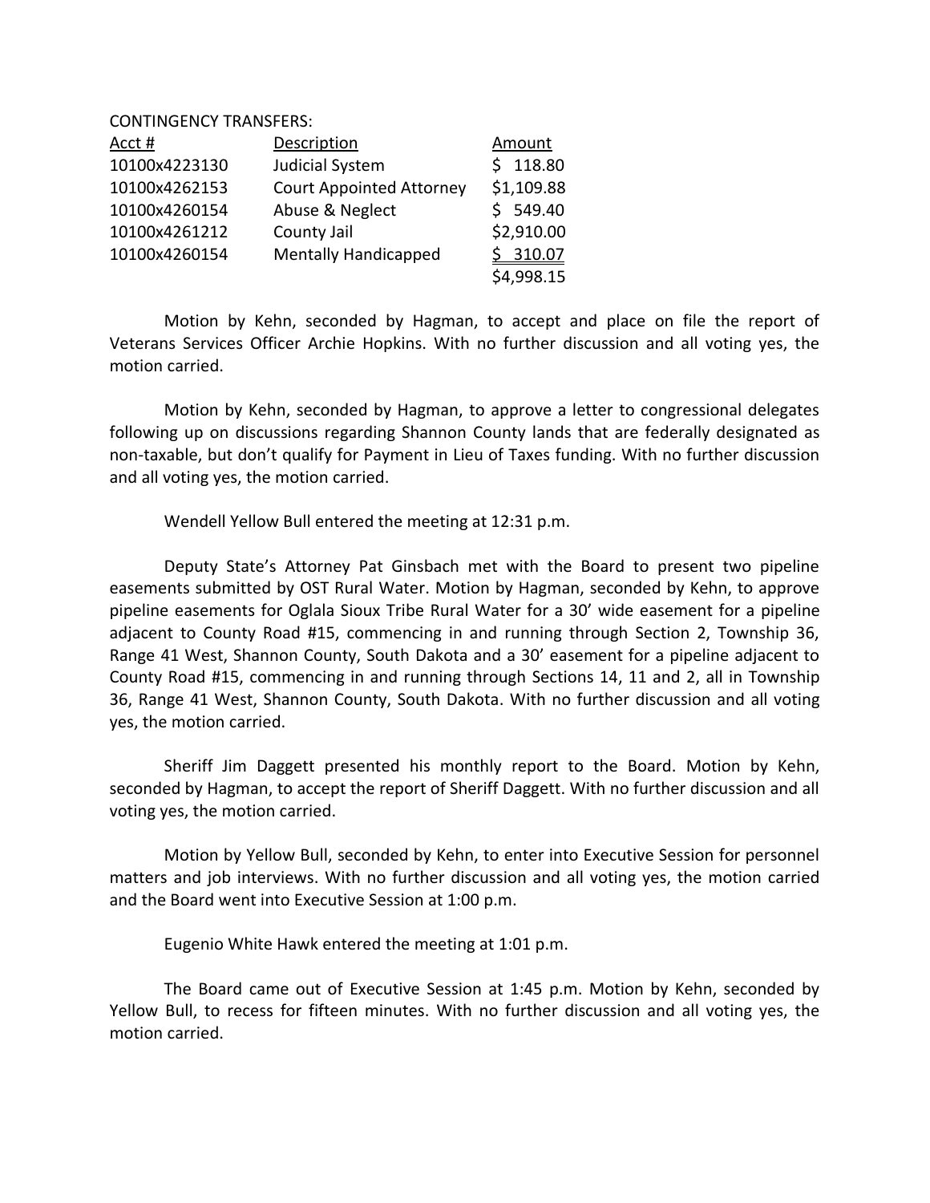CONTINGENCY TRANSFERS:

| Acct # | Description | Amount |
|---|---|---|
| 10100x4223130 | Judicial System | $ 118.80 |
| 10100x4262153 | Court Appointed Attorney | $1,109.88 |
| 10100x4260154 | Abuse & Neglect | $ 549.40 |
| 10100x4261212 | County Jail | $2,910.00 |
| 10100x4260154 | Mentally Handicapped | $ 310.07 |
| | | $4,998.15 |

Motion by Kehn, seconded by Hagman, to accept and place on file the report of Veterans Services Officer Archie Hopkins. With no further discussion and all voting yes, the motion carried.

Motion by Kehn, seconded by Hagman, to approve a letter to congressional delegates following up on discussions regarding Shannon County lands that are federally designated as non-taxable, but don't qualify for Payment in Lieu of Taxes funding. With no further discussion and all voting yes, the motion carried.

Wendell Yellow Bull entered the meeting at 12:31 p.m.

Deputy State's Attorney Pat Ginsbach met with the Board to present two pipeline easements submitted by OST Rural Water. Motion by Hagman, seconded by Kehn, to approve pipeline easements for Oglala Sioux Tribe Rural Water for a 30' wide easement for a pipeline adjacent to County Road #15, commencing in and running through Section 2, Township 36, Range 41 West, Shannon County, South Dakota and a 30' easement for a pipeline adjacent to County Road #15, commencing in and running through Sections 14, 11 and 2, all in Township 36, Range 41 West, Shannon County, South Dakota. With no further discussion and all voting yes, the motion carried.

Sheriff Jim Daggett presented his monthly report to the Board. Motion by Kehn, seconded by Hagman, to accept the report of Sheriff Daggett. With no further discussion and all voting yes, the motion carried.

Motion by Yellow Bull, seconded by Kehn, to enter into Executive Session for personnel matters and job interviews. With no further discussion and all voting yes, the motion carried and the Board went into Executive Session at 1:00 p.m.

Eugenio White Hawk entered the meeting at 1:01 p.m.

The Board came out of Executive Session at 1:45 p.m. Motion by Kehn, seconded by Yellow Bull, to recess for fifteen minutes. With no further discussion and all voting yes, the motion carried.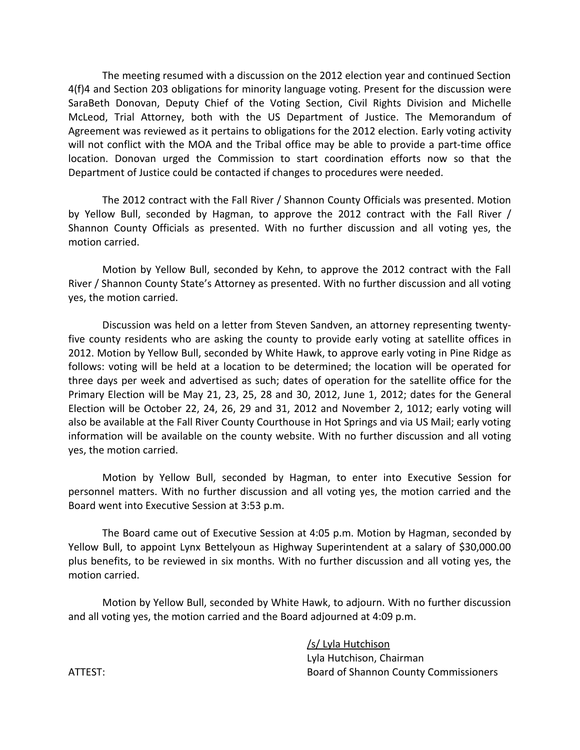The meeting resumed with a discussion on the 2012 election year and continued Section 4(f)4 and Section 203 obligations for minority language voting. Present for the discussion were SaraBeth Donovan, Deputy Chief of the Voting Section, Civil Rights Division and Michelle McLeod, Trial Attorney, both with the US Department of Justice. The Memorandum of Agreement was reviewed as it pertains to obligations for the 2012 election. Early voting activity will not conflict with the MOA and the Tribal office may be able to provide a part-time office location. Donovan urged the Commission to start coordination efforts now so that the Department of Justice could be contacted if changes to procedures were needed.

The 2012 contract with the Fall River / Shannon County Officials was presented. Motion by Yellow Bull, seconded by Hagman, to approve the 2012 contract with the Fall River / Shannon County Officials as presented. With no further discussion and all voting yes, the motion carried.

Motion by Yellow Bull, seconded by Kehn, to approve the 2012 contract with the Fall River / Shannon County State's Attorney as presented. With no further discussion and all voting yes, the motion carried.

Discussion was held on a letter from Steven Sandven, an attorney representing twenty-five county residents who are asking the county to provide early voting at satellite offices in 2012. Motion by Yellow Bull, seconded by White Hawk, to approve early voting in Pine Ridge as follows: voting will be held at a location to be determined; the location will be operated for three days per week and advertised as such; dates of operation for the satellite office for the Primary Election will be May 21, 23, 25, 28 and 30, 2012, June 1, 2012; dates for the General Election will be October 22, 24, 26, 29 and 31, 2012 and November 2, 1012; early voting will also be available at the Fall River County Courthouse in Hot Springs and via US Mail; early voting information will be available on the county website. With no further discussion and all voting yes, the motion carried.

Motion by Yellow Bull, seconded by Hagman, to enter into Executive Session for personnel matters. With no further discussion and all voting yes, the motion carried and the Board went into Executive Session at 3:53 p.m.

The Board came out of Executive Session at 4:05 p.m. Motion by Hagman, seconded by Yellow Bull, to appoint Lynx Bettelyoun as Highway Superintendent at a salary of $30,000.00 plus benefits, to be reviewed in six months. With no further discussion and all voting yes, the motion carried.

Motion by Yellow Bull, seconded by White Hawk, to adjourn. With no further discussion and all voting yes, the motion carried and the Board adjourned at 4:09 p.m.

/s/ Lyla Hutchison
Lyla Hutchison, Chairman
Board of Shannon County Commissioners

ATTEST: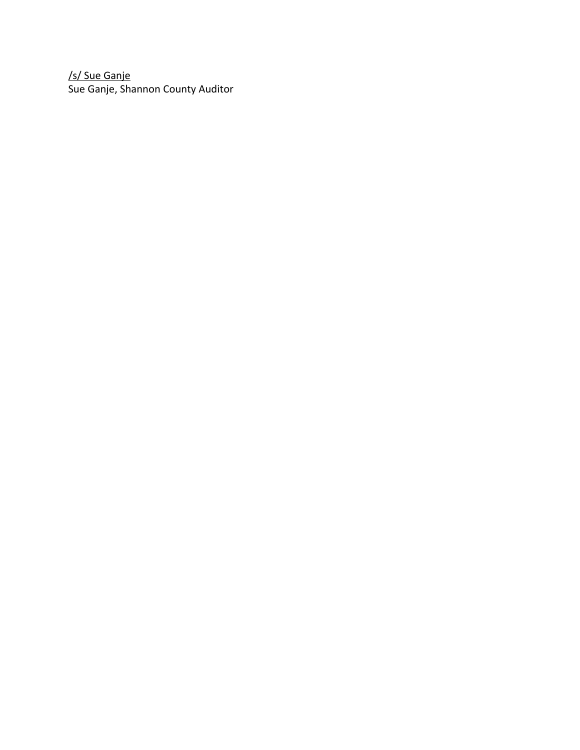/s/ Sue Ganje
Sue Ganje, Shannon County Auditor